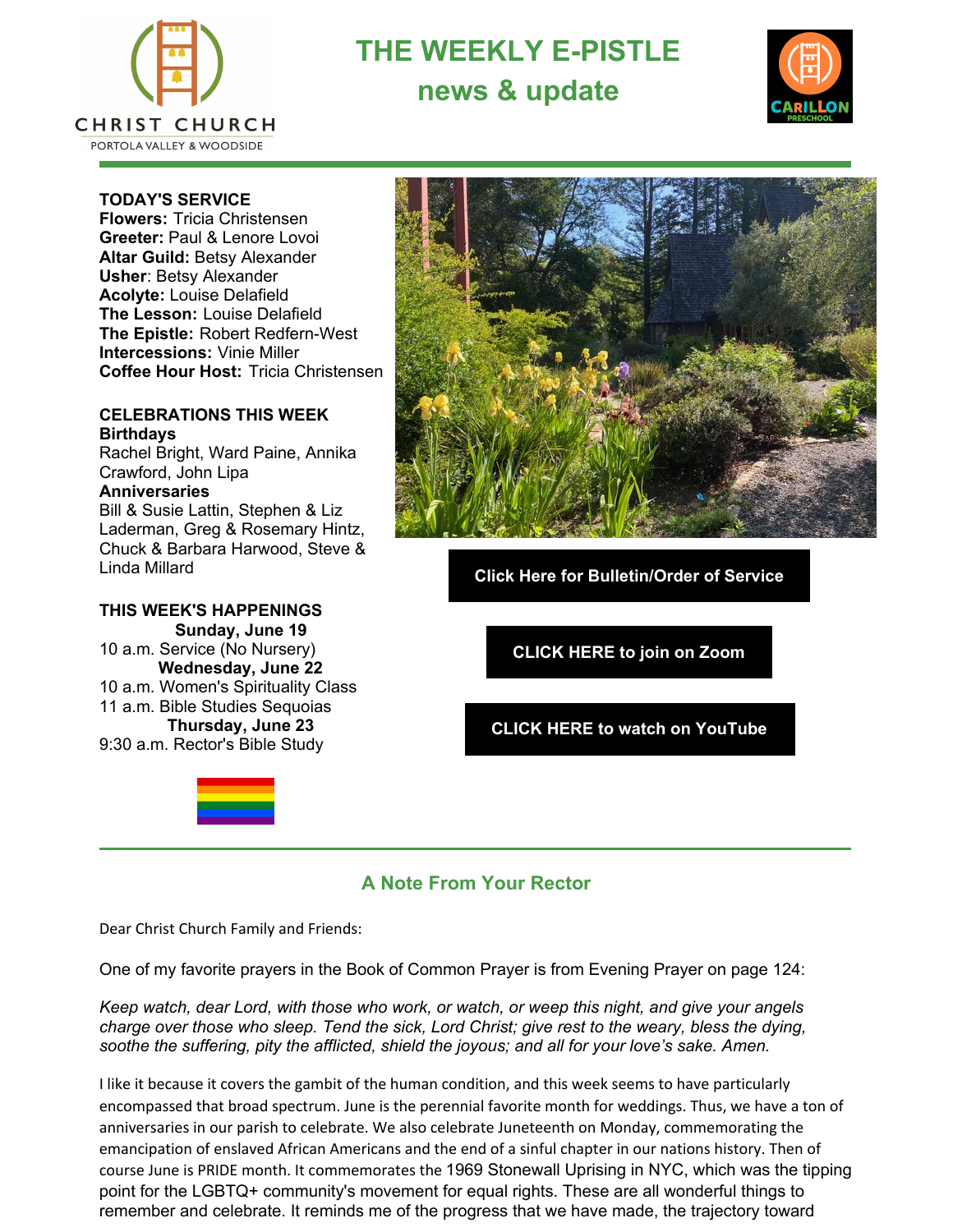# THE WEEKLY E-PISTLE

## news & update

**TODAY'S SERVICE**
**Flowers:** Tricia Christensen
**Greeter:** Paul & Lenore Lovoi
**Altar Guild:** Betsy Alexander
**Usher**: Betsy Alexander
**Acolyte:** Louise Delafield
**The Lesson:** Louise Delafield
**The Epistle:** Robert Redfern-West
**Intercessions:** Vinie Miller
**Coffee Hour Host:** Tricia Christensen

**CELEBRATIONS THIS WEEK**
**Birthdays**
Rachel Bright, Ward Paine, Annika Crawford, John Lipa
**Anniversaries**
Bill & Susie Lattin, Stephen & Liz Laderman, Greg & Rosemary Hintz, Chuck & Barbara Harwood, Steve & Linda Millard

**THIS WEEK'S HAPPENINGS**
**Sunday, June 19**
10 a.m. Service (No Nursery)
**Wednesday, June 22**
10 a.m. Women's Spirituality Class
11 a.m. Bible Studies Sequoias
**Thursday, June 23**
9:30 a.m. Rector's Bible Study

**Click Here for Bulletin/Order of Service**

**CLICK HERE to join on Zoom**

**CLICK HERE to watch on YouTube**

## A Note From Your Rector

Dear Christ Church Family and Friends:

One of my favorite prayers in the Book of Common Prayer is from Evening Prayer on page 124:

*Keep watch, dear Lord, with those who work, or watch, or weep this night, and give your angels charge over those who sleep. Tend the sick, Lord Christ; give rest to the weary, bless the dying, soothe the suffering, pity the afflicted, shield the joyous; and all for your love's sake. Amen.*

I like it because it covers the gambit of the human condition, and this week seems to have particularly encompassed that broad spectrum. June is the perennial favorite month for weddings. Thus, we have a ton of anniversaries in our parish to celebrate. We also celebrate Juneteenth on Monday, commemorating the emancipation of enslaved African Americans and the end of a sinful chapter in our nations history. Then of course June is PRIDE month. It commemorates the 1969 Stonewall Uprising in NYC, which was the tipping point for the LGBTQ+ community's movement for equal rights. These are all wonderful things to remember and celebrate. It reminds me of the progress that we have made, the trajectory toward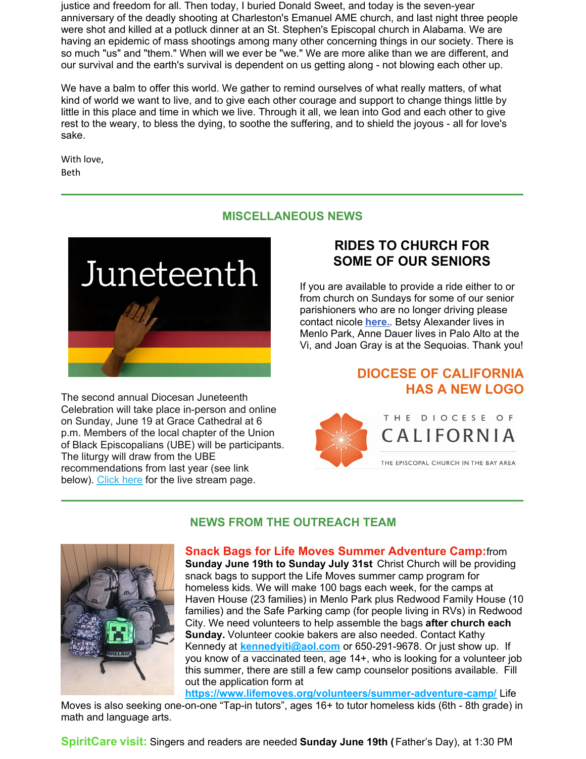justice and freedom for all. Then today, I buried Donald Sweet, and today is the seven-year anniversary of the deadly shooting at Charleston's Emanuel AME church, and last night three people were shot and killed at a potluck dinner at an St. Stephen's Episcopal church in Alabama. We are having an epidemic of mass shootings among many other concerning things in our society. There is so much "us" and "them." When will we ever be "we." We are more alike than we are different, and our survival and the earth's survival is dependent on us getting along - not blowing each other up.

We have a balm to offer this world. We gather to remind ourselves of what really matters, of what kind of world we want to live, and to give each other courage and support to change things little by little in this place and time in which we live. Through it all, we lean into God and each other to give rest to the weary, to bless the dying, to soothe the suffering, and to shield the joyous - all for love's sake.

With love,
Beth

## MISCELLANEOUS NEWS

The second annual Diocesan Juneteenth Celebration will take place in-person and online on Sunday, June 19 at Grace Cathedral at 6 p.m. Members of the local chapter of the Union of Black Episcopalians (UBE) will be participants. The liturgy will draw from the UBE recommendations from last year (see link below). Click here for the live stream page.

### RIDES TO CHURCH FOR SOME OF OUR SENIORS

If you are available to provide a ride either to or from church on Sundays for some of our senior parishioners who are no longer driving please contact nicole **here.**. Betsy Alexander lives in Menlo Park, Anne Dauer lives in Palo Alto at the Vi, and Joan Gray is at the Sequoias. Thank you!

### DIOCESE OF CALIFORNIA HAS A NEW LOGO

## NEWS FROM THE OUTREACH TEAM

**Snack Bags for Life Moves Summer Adventure Camp:** from **Sunday June 19th to Sunday July 31st** Christ Church will be providing snack bags to support the Life Moves summer camp program for homeless kids. We will make 100 bags each week, for the camps at Haven House (23 families) in Menlo Park plus Redwood Family House (10 families) and the Safe Parking camp (for people living in RVs) in Redwood City. We need volunteers to help assemble the bags **after church each Sunday.** Volunteer cookie bakers are also needed. Contact Kathy Kennedy at **kennedyiti@aol.com** or 650-291-9678. Or just show up. If you know of a vaccinated teen, age 14+, who is looking for a volunteer job this summer, there are still a few camp counselor positions available. Fill out the application form at **https://www.lifemoves.org/volunteers/summer-adventure-camp/** Life Moves is also seeking one-on-one "Tap-in tutors", ages 16+ to tutor homeless kids (6th - 8th grade) in math and language arts.

**SpiritCare visit:** Singers and readers are needed **Sunday June 19th (** Father's Day), at 1:30 PM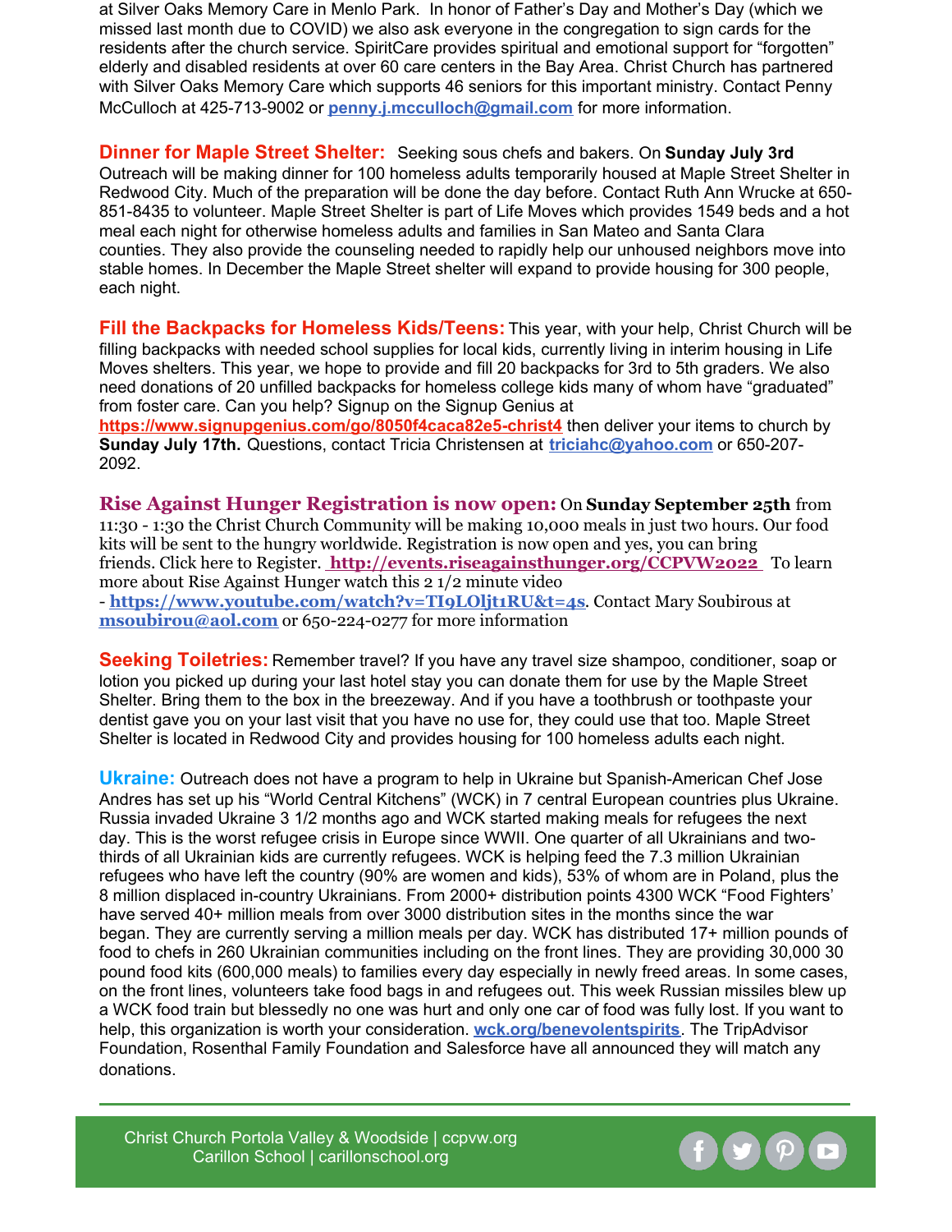at Silver Oaks Memory Care in Menlo Park. In honor of Father's Day and Mother's Day (which we missed last month due to COVID) we also ask everyone in the congregation to sign cards for the residents after the church service. SpiritCare provides spiritual and emotional support for "forgotten" elderly and disabled residents at over 60 care centers in the Bay Area. Christ Church has partnered with Silver Oaks Memory Care which supports 46 seniors for this important ministry. Contact Penny McCulloch at 425-713-9002 or **penny.j.mcculloch@gmail.com** for more information.

**Dinner for Maple Street Shelter:** Seeking sous chefs and bakers. On **Sunday July 3rd** Outreach will be making dinner for 100 homeless adults temporarily housed at Maple Street Shelter in Redwood City. Much of the preparation will be done the day before. Contact Ruth Ann Wrucke at 650-851-8435 to volunteer. Maple Street Shelter is part of Life Moves which provides 1549 beds and a hot meal each night for otherwise homeless adults and families in San Mateo and Santa Clara counties. They also provide the counseling needed to rapidly help our unhoused neighbors move into stable homes. In December the Maple Street shelter will expand to provide housing for 300 people, each night.

**Fill the Backpacks for Homeless Kids/Teens:** This year, with your help, Christ Church will be filling backpacks with needed school supplies for local kids, currently living in interim housing in Life Moves shelters. This year, we hope to provide and fill 20 backpacks for 3rd to 5th graders. We also need donations of 20 unfilled backpacks for homeless college kids many of whom have "graduated" from foster care. Can you help? Signup on the Signup Genius at **https://www.signupgenius.com/go/8050f4caca82e5-christ4** then deliver your items to church by **Sunday July 17th.** Questions, contact Tricia Christensen at **triciahc@yahoo.com** or 650-207-2092.

**Rise Against Hunger Registration is now open:** On **Sunday September 25th** from 11:30 - 1:30 the Christ Church Community will be making 10,000 meals in just two hours. Our food kits will be sent to the hungry worldwide. Registration is now open and yes, you can bring friends. Click here to Register. **http://events.riseagainsthunger.org/CCPVW2022** To learn more about Rise Against Hunger watch this 2 1/2 minute video - **https://www.youtube.com/watch?v=TI9LOljt1RU&t=4s**. Contact Mary Soubirous at **msoubirou@aol.com** or 650-224-0277 for more information

**Seeking Toiletries:** Remember travel? If you have any travel size shampoo, conditioner, soap or lotion you picked up during your last hotel stay you can donate them for use by the Maple Street Shelter. Bring them to the box in the breezeway. And if you have a toothbrush or toothpaste your dentist gave you on your last visit that you have no use for, they could use that too. Maple Street Shelter is located in Redwood City and provides housing for 100 homeless adults each night.

**Ukraine:** Outreach does not have a program to help in Ukraine but Spanish-American Chef Jose Andres has set up his "World Central Kitchens" (WCK) in 7 central European countries plus Ukraine. Russia invaded Ukraine 3 1/2 months ago and WCK started making meals for refugees the next day. This is the worst refugee crisis in Europe since WWII. One quarter of all Ukrainians and two-thirds of all Ukrainian kids are currently refugees. WCK is helping feed the 7.3 million Ukrainian refugees who have left the country (90% are women and kids), 53% of whom are in Poland, plus the 8 million displaced in-country Ukrainians. From 2000+ distribution points 4300 WCK "Food Fighters' have served 40+ million meals from over 3000 distribution sites in the months since the war began. They are currently serving a million meals per day. WCK has distributed 17+ million pounds of food to chefs in 260 Ukrainian communities including on the front lines. They are providing 30,000 30 pound food kits (600,000 meals) to families every day especially in newly freed areas. In some cases, on the front lines, volunteers take food bags in and refugees out. This week Russian missiles blew up a WCK food train but blessedly no one was hurt and only one car of food was fully lost. If you want to help, this organization is worth your consideration. **wck.org/benevolentspirits**. The TripAdvisor Foundation, Rosenthal Family Foundation and Salesforce have all announced they will match any donations.

---

Christ Church Portola Valley & Woodside | ccpvw.org
Carillon School | carillonschool.org